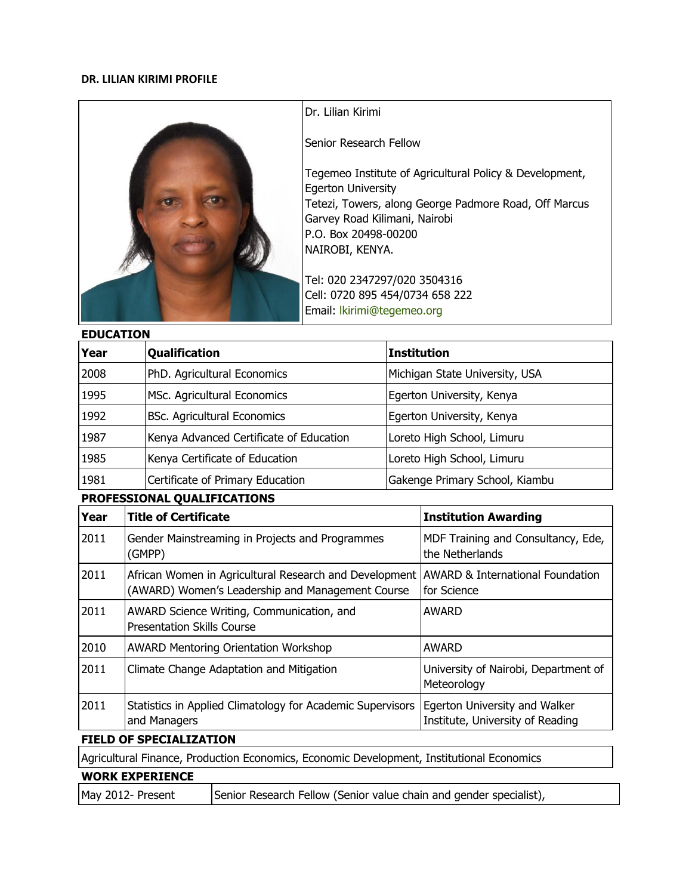**DR. LILIAN KIRIMI PROFILE**

Dr. Lilian Kirimi

Senior Research Fellow

Tegemeo Institute of Agricultural Policy & Development, Egerton University
Tetezi, Towers, along George Padmore Road, Off Marcus Garvey Road Kilimani, Nairobi
P.O. Box 20498-00200
NAIROBI, KENYA.

Tel: 020 2347297/020 3504316
Cell: 0720 895 454/0734 658 222
Email: lkirimi@tegemeo.org

## EDUCATION

| Year | Qualification | Institution |
|---|---|---|
| 2008 | PhD. Agricultural Economics | Michigan State University, USA |
| 1995 | MSc. Agricultural Economics | Egerton University, Kenya |
| 1992 | BSc. Agricultural Economics | Egerton University, Kenya |
| 1987 | Kenya Advanced Certificate of Education | Loreto High School, Limuru |
| 1985 | Kenya Certificate of Education | Loreto High School, Limuru |
| 1981 | Certificate of Primary Education | Gakenge Primary School, Kiambu |

## PROFESSIONAL QUALIFICATIONS

| Year | Title of Certificate | Institution Awarding |
|---|---|---|
| 2011 | Gender Mainstreaming in Projects and Programmes (GMPP) | MDF Training and Consultancy, Ede, the Netherlands |
| 2011 | African Women in Agricultural Research and Development (AWARD) Women's Leadership and Management Course | AWARD & International Foundation for Science |
| 2011 | AWARD Science Writing, Communication, and Presentation Skills Course | AWARD |
| 2010 | AWARD Mentoring Orientation Workshop | AWARD |
| 2011 | Climate Change Adaptation and Mitigation | University of Nairobi, Department of Meteorology |
| 2011 | Statistics in Applied Climatology for Academic Supervisors and Managers | Egerton University and Walker Institute, University of Reading |

## FIELD OF SPECIALIZATION

Agricultural Finance, Production Economics, Economic Development, Institutional Economics

## WORK EXPERIENCE

| | |
|---|---|
| May 2012- Present | Senior Research Fellow (Senior value chain and gender specialist), |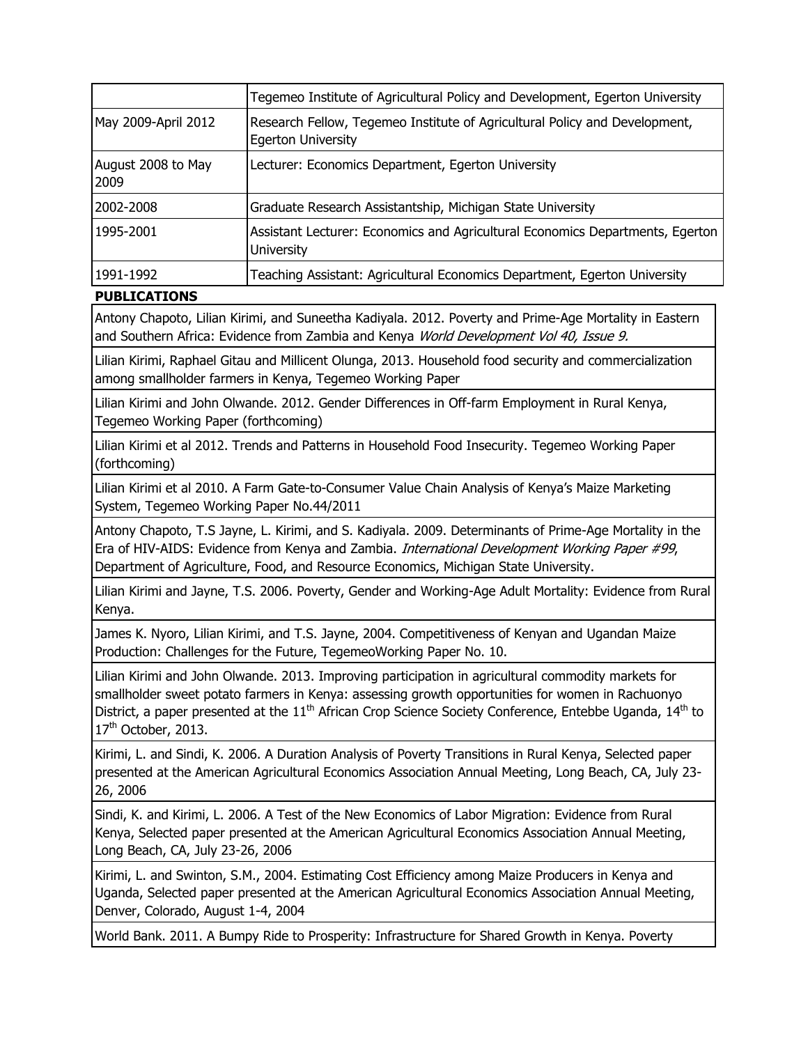| | |
|---|---|
| | Tegemeo Institute of Agricultural Policy and Development, Egerton University |
| May 2009-April 2012 | Research Fellow, Tegemeo Institute of Agricultural Policy and Development, Egerton University |
| August 2008 to May 2009 | Lecturer: Economics Department, Egerton University |
| 2002-2008 | Graduate Research Assistantship, Michigan State University |
| 1995-2001 | Assistant Lecturer: Economics and Agricultural Economics Departments, Egerton University |
| 1991-1992 | Teaching Assistant: Agricultural Economics Department, Egerton University |

**PUBLICATIONS**

Antony Chapoto, Lilian Kirimi, and Suneetha Kadiyala. 2012. Poverty and Prime-Age Mortality in Eastern and Southern Africa: Evidence from Zambia and Kenya *World Development Vol 40, Issue 9.*

Lilian Kirimi, Raphael Gitau and Millicent Olunga, 2013. Household food security and commercialization among smallholder farmers in Kenya, Tegemeo Working Paper

Lilian Kirimi and John Olwande. 2012. Gender Differences in Off-farm Employment in Rural Kenya, Tegemeo Working Paper (forthcoming)

Lilian Kirimi et al 2012. Trends and Patterns in Household Food Insecurity. Tegemeo Working Paper (forthcoming)

Lilian Kirimi et al 2010. A Farm Gate-to-Consumer Value Chain Analysis of Kenya's Maize Marketing System, Tegemeo Working Paper No.44/2011

Antony Chapoto, T.S Jayne, L. Kirimi, and S. Kadiyala. 2009. Determinants of Prime-Age Mortality in the Era of HIV-AIDS: Evidence from Kenya and Zambia. *International Development Working Paper #99*, Department of Agriculture, Food, and Resource Economics, Michigan State University.

Lilian Kirimi and Jayne, T.S. 2006. Poverty, Gender and Working-Age Adult Mortality: Evidence from Rural Kenya.

James K. Nyoro, Lilian Kirimi, and T.S. Jayne, 2004. Competitiveness of Kenyan and Ugandan Maize Production: Challenges for the Future, TegemeoWorking Paper No. 10.

Lilian Kirimi and John Olwande. 2013. Improving participation in agricultural commodity markets for smallholder sweet potato farmers in Kenya: assessing growth opportunities for women in Rachuonyo District, a paper presented at the 11th African Crop Science Society Conference, Entebbe Uganda, 14th to 17th October, 2013.

Kirimi, L. and Sindi, K. 2006. A Duration Analysis of Poverty Transitions in Rural Kenya, Selected paper presented at the American Agricultural Economics Association Annual Meeting, Long Beach, CA, July 23-26, 2006

Sindi, K. and Kirimi, L. 2006. A Test of the New Economics of Labor Migration: Evidence from Rural Kenya, Selected paper presented at the American Agricultural Economics Association Annual Meeting, Long Beach, CA, July 23-26, 2006

Kirimi, L. and Swinton, S.M., 2004. Estimating Cost Efficiency among Maize Producers in Kenya and Uganda, Selected paper presented at the American Agricultural Economics Association Annual Meeting, Denver, Colorado, August 1-4, 2004

World Bank. 2011. A Bumpy Ride to Prosperity: Infrastructure for Shared Growth in Kenya. Poverty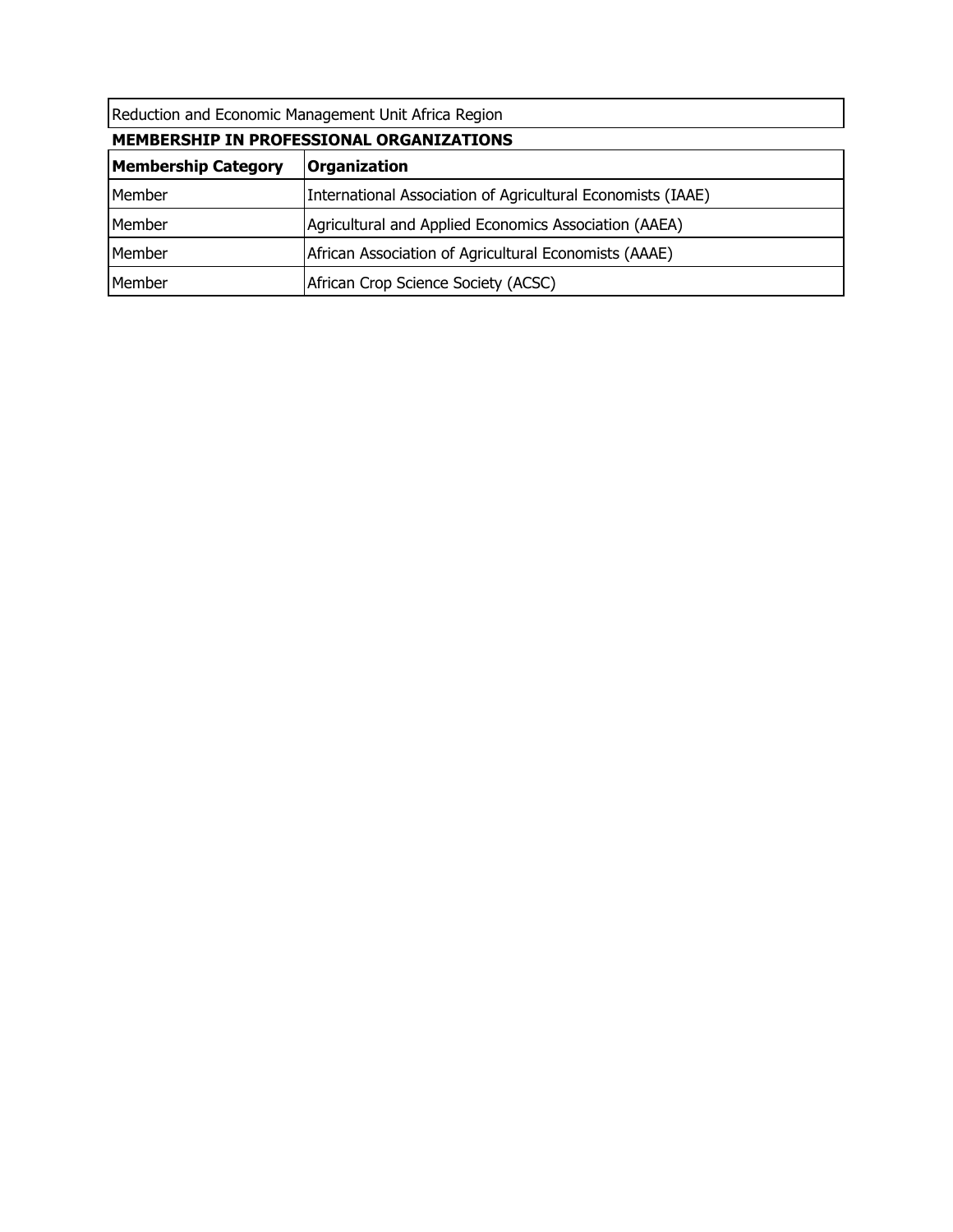| |
|---|
| Reduction and Economic Management Unit Africa Region |

**MEMBERSHIP IN PROFESSIONAL ORGANIZATIONS**

| Membership Category | Organization |
|---|---|
| Member | International Association of Agricultural Economists (IAAE) |
| Member | Agricultural and Applied Economics Association (AAEA) |
| Member | African Association of Agricultural Economists (AAAE) |
| Member | African Crop Science Society (ACSC) |